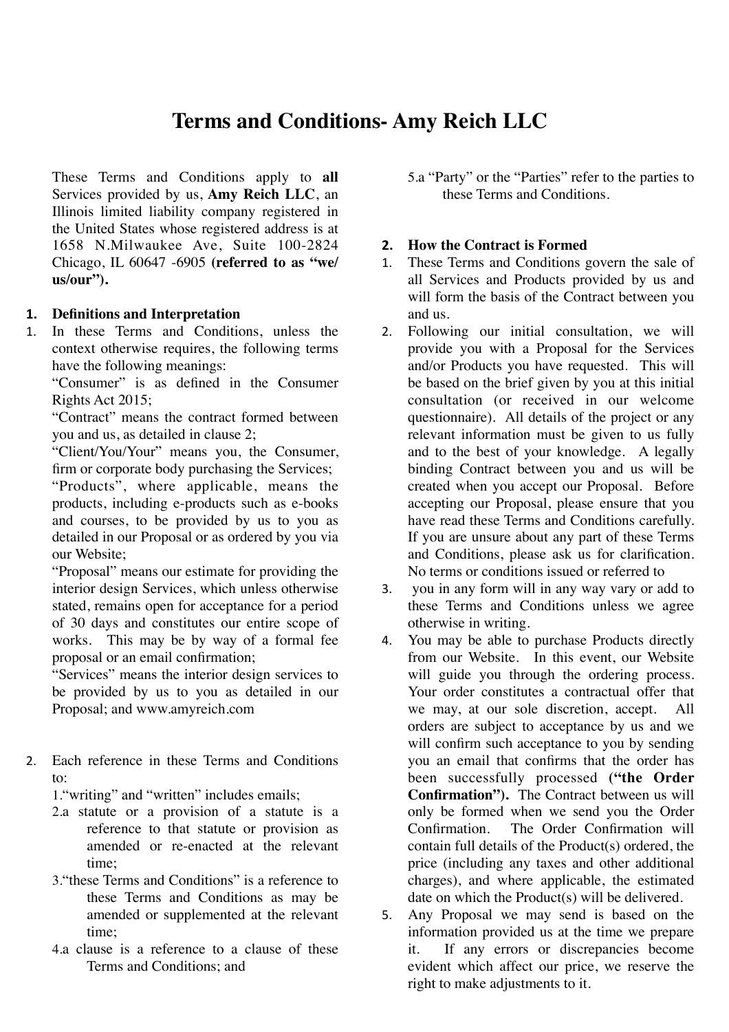# Terms and Conditions- Amy Reich LLC

These Terms and Conditions apply to **all** Services provided by us, **Amy Reich LLC**, an Illinois limited liability company registered in the United States whose registered address is at 1658 N.Milwaukee Ave, Suite 100-2824 Chicago, IL 60647 -6905 **(referred to as "we/ us/our").**

## 1. Definitions and Interpretation

1. In these Terms and Conditions, unless the context otherwise requires, the following terms have the following meanings:

   "Consumer" is as defined in the Consumer Rights Act 2015;

   "Contract" means the contract formed between you and us, as detailed in clause 2;

   "Client/You/Your" means you, the Consumer, firm or corporate body purchasing the Services;

   "Products", where applicable, means the products, including e-products such as e-books and courses, to be provided by us to you as detailed in our Proposal or as ordered by you via our Website;

   "Proposal" means our estimate for providing the interior design Services, which unless otherwise stated, remains open for acceptance for a period of 30 days and constitutes our entire scope of works. This may be by way of a formal fee proposal or an email confirmation;

   "Services" means the interior design services to be provided by us to you as detailed in our Proposal; and www.amyreich.com

2. Each reference in these Terms and Conditions to:

   1."writing" and "written" includes emails;

   2.a statute or a provision of a statute is a reference to that statute or provision as amended or re-enacted at the relevant time;

   3."these Terms and Conditions" is a reference to these Terms and Conditions as may be amended or supplemented at the relevant time;

   4.a clause is a reference to a clause of these Terms and Conditions; and

   5.a "Party" or the "Parties" refer to the parties to these Terms and Conditions.

## 2. How the Contract is Formed

1. These Terms and Conditions govern the sale of all Services and Products provided by us and will form the basis of the Contract between you and us.
2. Following our initial consultation, we will provide you with a Proposal for the Services and/or Products you have requested. This will be based on the brief given by you at this initial consultation (or received in our welcome questionnaire). All details of the project or any relevant information must be given to us fully and to the best of your knowledge. A legally binding Contract between you and us will be created when you accept our Proposal. Before accepting our Proposal, please ensure that you have read these Terms and Conditions carefully. If you are unsure about any part of these Terms and Conditions, please ask us for clarification. No terms or conditions issued or referred to
3. you in any form will in any way vary or add to these Terms and Conditions unless we agree otherwise in writing.
4. You may be able to purchase Products directly from our Website. In this event, our Website will guide you through the ordering process. Your order constitutes a contractual offer that we may, at our sole discretion, accept. All orders are subject to acceptance by us and we will confirm such acceptance to you by sending you an email that confirms that the order has been successfully processed **("the Order Confirmation").** The Contract between us will only be formed when we send you the Order Confirmation. The Order Confirmation will contain full details of the Product(s) ordered, the price (including any taxes and other additional charges), and where applicable, the estimated date on which the Product(s) will be delivered.
5. Any Proposal we may send is based on the information provided us at the time we prepare it. If any errors or discrepancies become evident which affect our price, we reserve the right to make adjustments to it.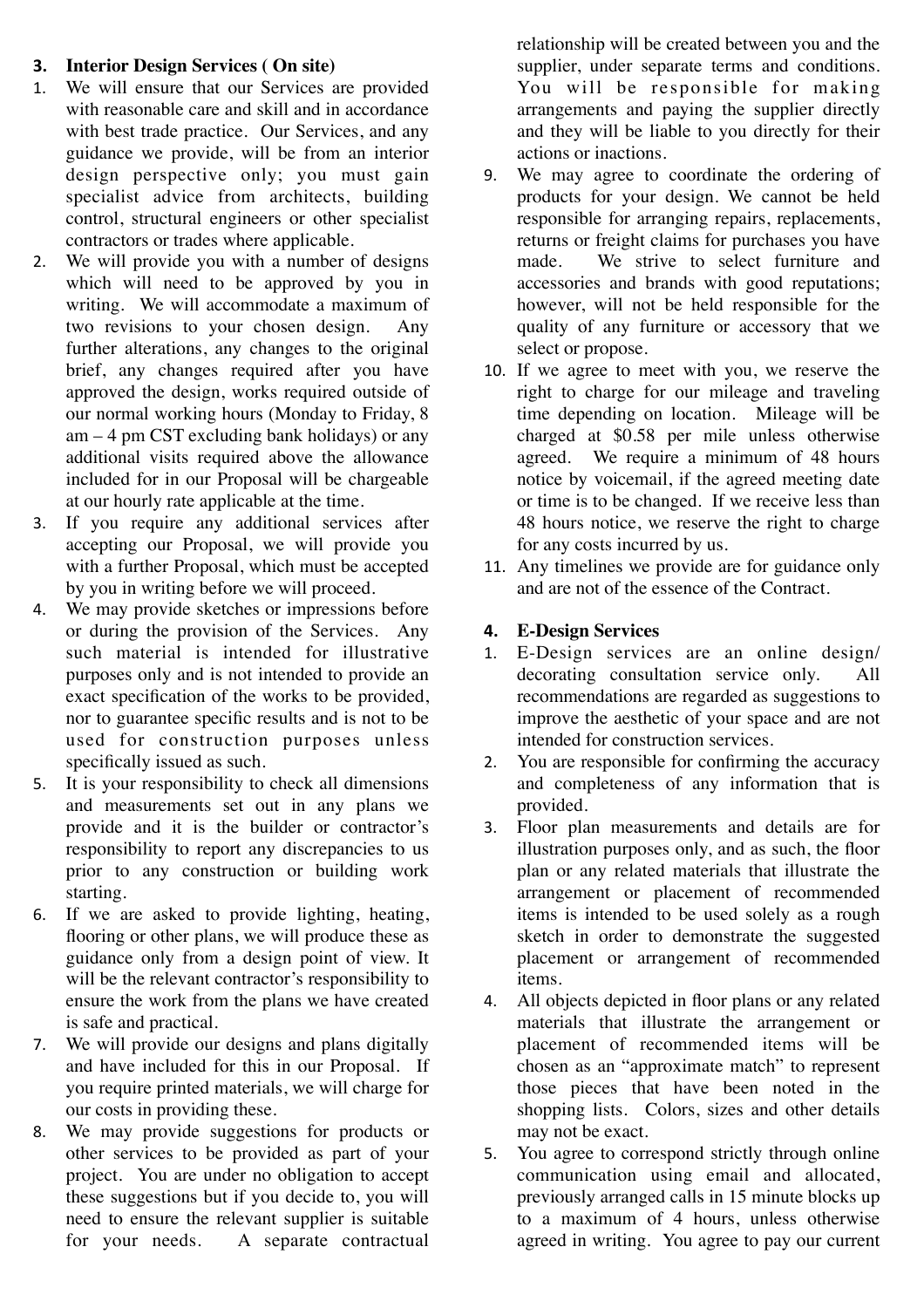### 3. Interior Design Services ( On site)

1. We will ensure that our Services are provided with reasonable care and skill and in accordance with best trade practice. Our Services, and any guidance we provide, will be from an interior design perspective only; you must gain specialist advice from architects, building control, structural engineers or other specialist contractors or trades where applicable.
2. We will provide you with a number of designs which will need to be approved by you in writing. We will accommodate a maximum of two revisions to your chosen design. Any further alterations, any changes to the original brief, any changes required after you have approved the design, works required outside of our normal working hours (Monday to Friday, 8 am – 4 pm CST excluding bank holidays) or any additional visits required above the allowance included for in our Proposal will be chargeable at our hourly rate applicable at the time.
3. If you require any additional services after accepting our Proposal, we will provide you with a further Proposal, which must be accepted by you in writing before we will proceed.
4. We may provide sketches or impressions before or during the provision of the Services. Any such material is intended for illustrative purposes only and is not intended to provide an exact specification of the works to be provided, nor to guarantee specific results and is not to be used for construction purposes unless specifically issued as such.
5. It is your responsibility to check all dimensions and measurements set out in any plans we provide and it is the builder or contractor's responsibility to report any discrepancies to us prior to any construction or building work starting.
6. If we are asked to provide lighting, heating, flooring or other plans, we will produce these as guidance only from a design point of view. It will be the relevant contractor's responsibility to ensure the work from the plans we have created is safe and practical.
7. We will provide our designs and plans digitally and have included for this in our Proposal. If you require printed materials, we will charge for our costs in providing these.
8. We may provide suggestions for products or other services to be provided as part of your project. You are under no obligation to accept these suggestions but if you decide to, you will need to ensure the relevant supplier is suitable for your needs. A separate contractual relationship will be created between you and the supplier, under separate terms and conditions. You will be responsible for making arrangements and paying the supplier directly and they will be liable to you directly for their actions or inactions.
9. We may agree to coordinate the ordering of products for your design. We cannot be held responsible for arranging repairs, replacements, returns or freight claims for purchases you have made. We strive to select furniture and accessories and brands with good reputations; however, will not be held responsible for the quality of any furniture or accessory that we select or propose.
10. If we agree to meet with you, we reserve the right to charge for our mileage and traveling time depending on location. Mileage will be charged at $0.58 per mile unless otherwise agreed. We require a minimum of 48 hours notice by voicemail, if the agreed meeting date or time is to be changed. If we receive less than 48 hours notice, we reserve the right to charge for any costs incurred by us.
11. Any timelines we provide are for guidance only and are not of the essence of the Contract.

### 4. E-Design Services

1. E-Design services are an online design/ decorating consultation service only. All recommendations are regarded as suggestions to improve the aesthetic of your space and are not intended for construction services.
2. You are responsible for confirming the accuracy and completeness of any information that is provided.
3. Floor plan measurements and details are for illustration purposes only, and as such, the floor plan or any related materials that illustrate the arrangement or placement of recommended items is intended to be used solely as a rough sketch in order to demonstrate the suggested placement or arrangement of recommended items.
4. All objects depicted in floor plans or any related materials that illustrate the arrangement or placement of recommended items will be chosen as an "approximate match" to represent those pieces that have been noted in the shopping lists. Colors, sizes and other details may not be exact.
5. You agree to correspond strictly through online communication using email and allocated, previously arranged calls in 15 minute blocks up to a maximum of 4 hours, unless otherwise agreed in writing. You agree to pay our current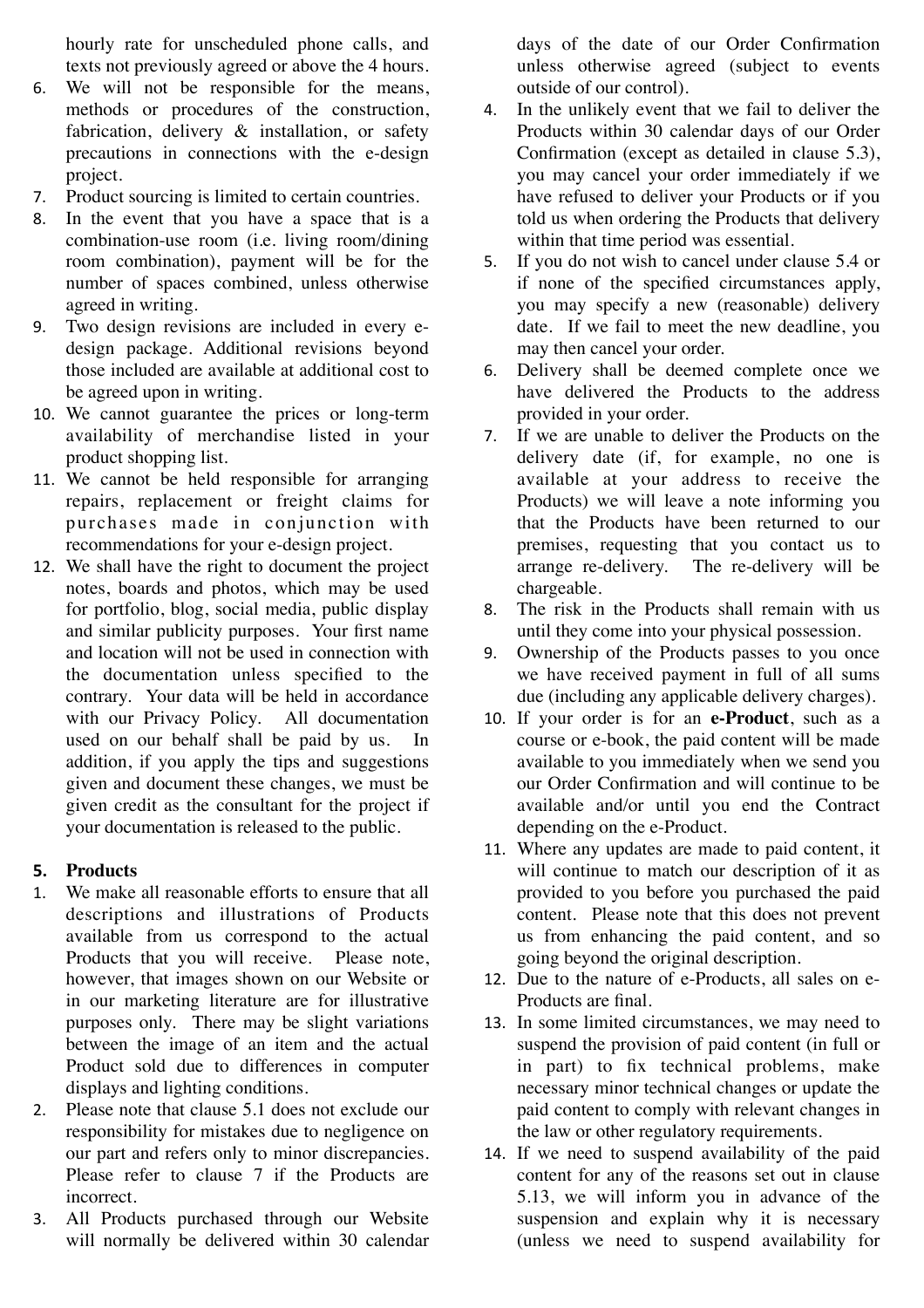hourly rate for unscheduled phone calls, and texts not previously agreed or above the 4 hours.

6. We will not be responsible for the means, methods or procedures of the construction, fabrication, delivery & installation, or safety precautions in connections with the e-design project.
7. Product sourcing is limited to certain countries.
8. In the event that you have a space that is a combination-use room (i.e. living room/dining room combination), payment will be for the number of spaces combined, unless otherwise agreed in writing.
9. Two design revisions are included in every e-design package. Additional revisions beyond those included are available at additional cost to be agreed upon in writing.
10. We cannot guarantee the prices or long-term availability of merchandise listed in your product shopping list.
11. We cannot be held responsible for arranging repairs, replacement or freight claims for purchases made in conjunction with recommendations for your e-design project.
12. We shall have the right to document the project notes, boards and photos, which may be used for portfolio, blog, social media, public display and similar publicity purposes. Your first name and location will not be used in connection with the documentation unless specified to the contrary. Your data will be held in accordance with our Privacy Policy. All documentation used on our behalf shall be paid by us. In addition, if you apply the tips and suggestions given and document these changes, we must be given credit as the consultant for the project if your documentation is released to the public.

## 5. Products

1. We make all reasonable efforts to ensure that all descriptions and illustrations of Products available from us correspond to the actual Products that you will receive. Please note, however, that images shown on our Website or in our marketing literature are for illustrative purposes only. There may be slight variations between the image of an item and the actual Product sold due to differences in computer displays and lighting conditions.
2. Please note that clause 5.1 does not exclude our responsibility for mistakes due to negligence on our part and refers only to minor discrepancies. Please refer to clause 7 if the Products are incorrect.
3. All Products purchased through our Website will normally be delivered within 30 calendar days of the date of our Order Confirmation unless otherwise agreed (subject to events outside of our control).
4. In the unlikely event that we fail to deliver the Products within 30 calendar days of our Order Confirmation (except as detailed in clause 5.3), you may cancel your order immediately if we have refused to deliver your Products or if you told us when ordering the Products that delivery within that time period was essential.
5. If you do not wish to cancel under clause 5.4 or if none of the specified circumstances apply, you may specify a new (reasonable) delivery date. If we fail to meet the new deadline, you may then cancel your order.
6. Delivery shall be deemed complete once we have delivered the Products to the address provided in your order.
7. If we are unable to deliver the Products on the delivery date (if, for example, no one is available at your address to receive the Products) we will leave a note informing you that the Products have been returned to our premises, requesting that you contact us to arrange re-delivery. The re-delivery will be chargeable.
8. The risk in the Products shall remain with us until they come into your physical possession.
9. Ownership of the Products passes to you once we have received payment in full of all sums due (including any applicable delivery charges).
10. If your order is for an **e-Product**, such as a course or e-book, the paid content will be made available to you immediately when we send you our Order Confirmation and will continue to be available and/or until you end the Contract depending on the e-Product.
11. Where any updates are made to paid content, it will continue to match our description of it as provided to you before you purchased the paid content. Please note that this does not prevent us from enhancing the paid content, and so going beyond the original description.
12. Due to the nature of e-Products, all sales on e-Products are final.
13. In some limited circumstances, we may need to suspend the provision of paid content (in full or in part) to fix technical problems, make necessary minor technical changes or update the paid content to comply with relevant changes in the law or other regulatory requirements.
14. If we need to suspend availability of the paid content for any of the reasons set out in clause 5.13, we will inform you in advance of the suspension and explain why it is necessary (unless we need to suspend availability for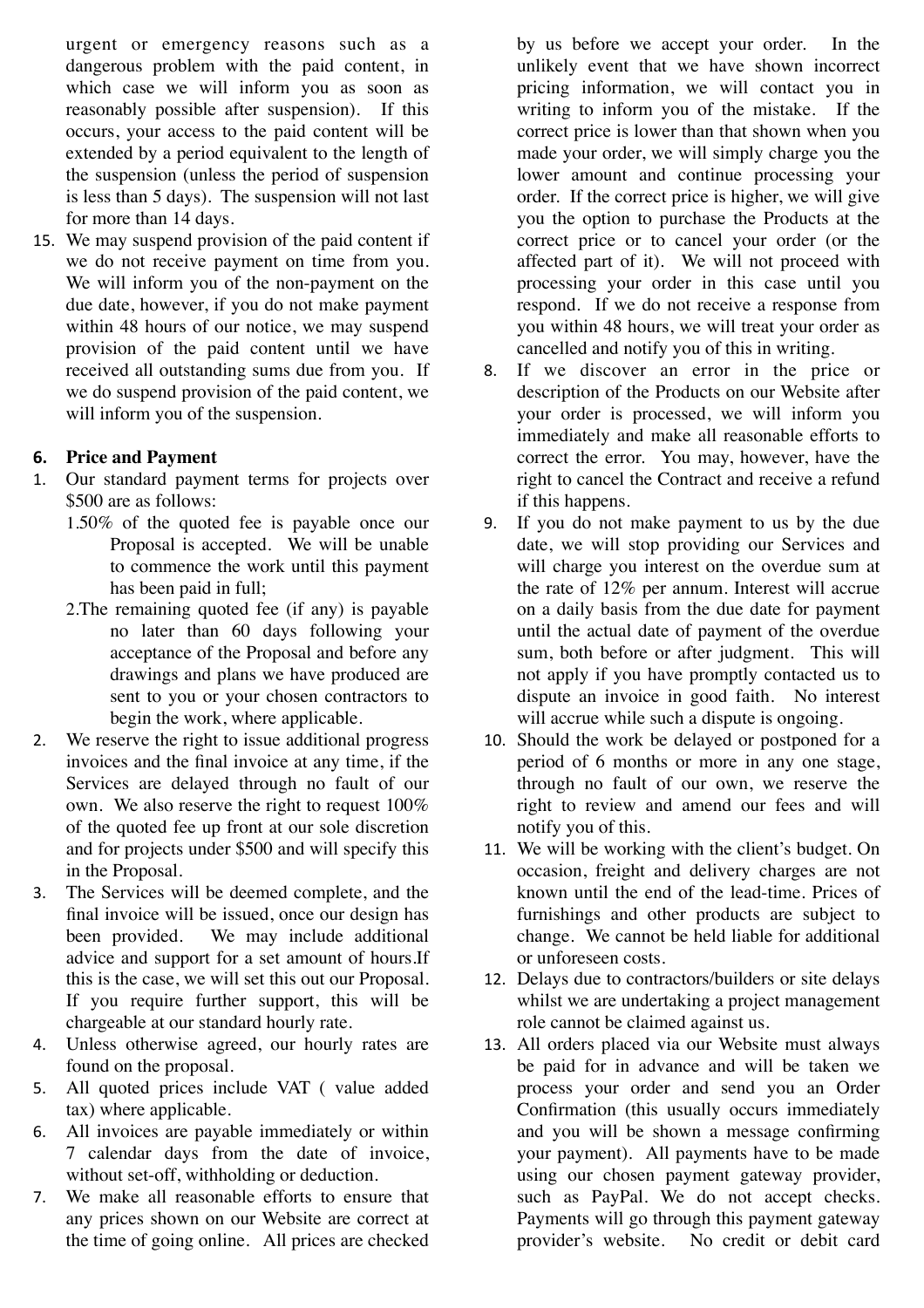urgent or emergency reasons such as a dangerous problem with the paid content, in which case we will inform you as soon as reasonably possible after suspension). If this occurs, your access to the paid content will be extended by a period equivalent to the length of the suspension (unless the period of suspension is less than 5 days). The suspension will not last for more than 14 days.

15. We may suspend provision of the paid content if we do not receive payment on time from you. We will inform you of the non-payment on the due date, however, if you do not make payment within 48 hours of our notice, we may suspend provision of the paid content until we have received all outstanding sums due from you. If we do suspend provision of the paid content, we will inform you of the suspension.

## 6. Price and Payment

1. Our standard payment terms for projects over $500 are as follows:
   1.50% of the quoted fee is payable once our Proposal is accepted. We will be unable to commence the work until this payment has been paid in full;
   2.The remaining quoted fee (if any) is payable no later than 60 days following your acceptance of the Proposal and before any drawings and plans we have produced are sent to you or your chosen contractors to begin the work, where applicable.
2. We reserve the right to issue additional progress invoices and the final invoice at any time, if the Services are delayed through no fault of our own. We also reserve the right to request 100% of the quoted fee up front at our sole discretion and for projects under $500 and will specify this in the Proposal.
3. The Services will be deemed complete, and the final invoice will be issued, once our design has been provided. We may include additional advice and support for a set amount of hours.If this is the case, we will set this out our Proposal. If you require further support, this will be chargeable at our standard hourly rate.
4. Unless otherwise agreed, our hourly rates are found on the proposal.
5. All quoted prices include VAT ( value added tax) where applicable.
6. All invoices are payable immediately or within 7 calendar days from the date of invoice, without set-off, withholding or deduction.
7. We make all reasonable efforts to ensure that any prices shown on our Website are correct at the time of going online. All prices are checked by us before we accept your order. In the unlikely event that we have shown incorrect pricing information, we will contact you in writing to inform you of the mistake. If the correct price is lower than that shown when you made your order, we will simply charge you the lower amount and continue processing your order. If the correct price is higher, we will give you the option to purchase the Products at the correct price or to cancel your order (or the affected part of it). We will not proceed with processing your order in this case until you respond. If we do not receive a response from you within 48 hours, we will treat your order as cancelled and notify you of this in writing.
8. If we discover an error in the price or description of the Products on our Website after your order is processed, we will inform you immediately and make all reasonable efforts to correct the error. You may, however, have the right to cancel the Contract and receive a refund if this happens.
9. If you do not make payment to us by the due date, we will stop providing our Services and will charge you interest on the overdue sum at the rate of 12% per annum. Interest will accrue on a daily basis from the due date for payment until the actual date of payment of the overdue sum, both before or after judgment. This will not apply if you have promptly contacted us to dispute an invoice in good faith. No interest will accrue while such a dispute is ongoing.
10. Should the work be delayed or postponed for a period of 6 months or more in any one stage, through no fault of our own, we reserve the right to review and amend our fees and will notify you of this.
11. We will be working with the client's budget. On occasion, freight and delivery charges are not known until the end of the lead-time. Prices of furnishings and other products are subject to change. We cannot be held liable for additional or unforeseen costs.
12. Delays due to contractors/builders or site delays whilst we are undertaking a project management role cannot be claimed against us.
13. All orders placed via our Website must always be paid for in advance and will be taken we process your order and send you an Order Confirmation (this usually occurs immediately and you will be shown a message confirming your payment). All payments have to be made using our chosen payment gateway provider, such as PayPal. We do not accept checks. Payments will go through this payment gateway provider's website. No credit or debit card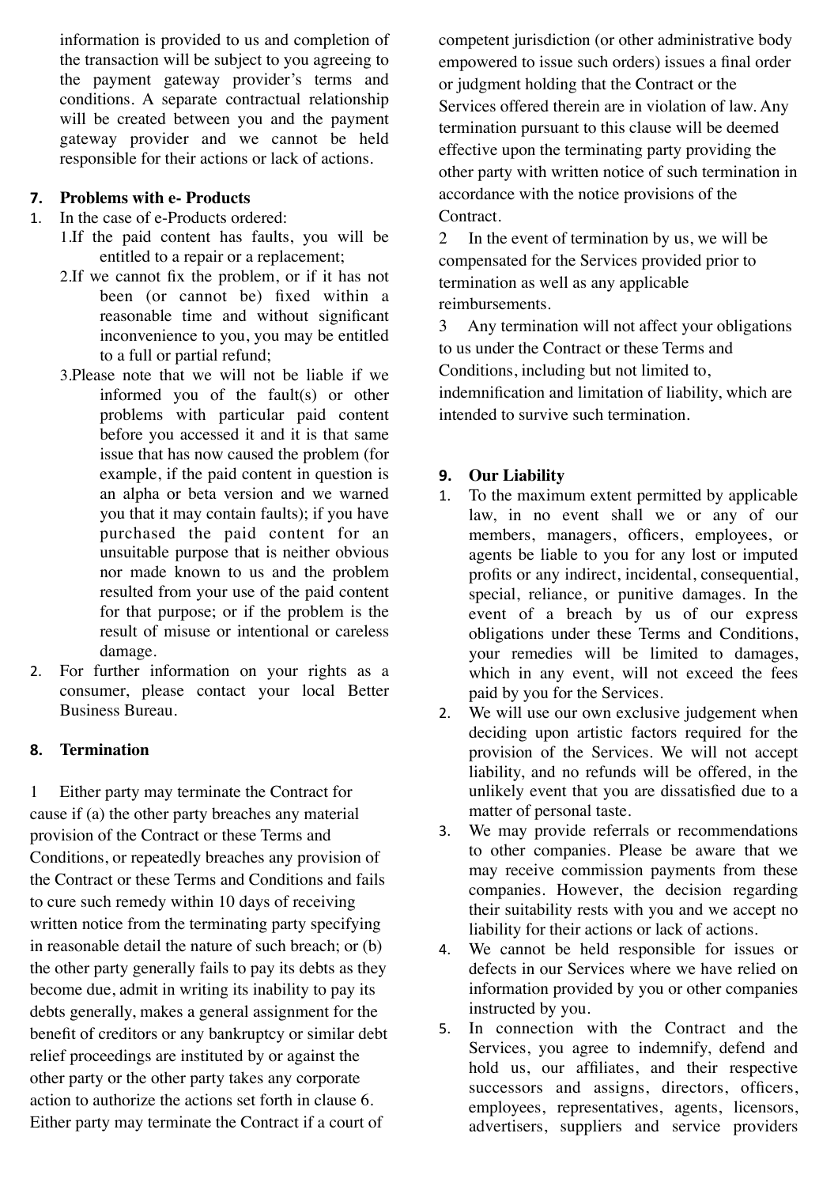information is provided to us and completion of the transaction will be subject to you agreeing to the payment gateway provider's terms and conditions. A separate contractual relationship will be created between you and the payment gateway provider and we cannot be held responsible for their actions or lack of actions.

## 7. Problems with e- Products

1. In the case of e-Products ordered:
   1. If the paid content has faults, you will be entitled to a repair or a replacement;
   2. If we cannot fix the problem, or if it has not been (or cannot be) fixed within a reasonable time and without significant inconvenience to you, you may be entitled to a full or partial refund;
   3. Please note that we will not be liable if we informed you of the fault(s) or other problems with particular paid content before you accessed it and it is that same issue that has now caused the problem (for example, if the paid content in question is an alpha or beta version and we warned you that it may contain faults); if you have purchased the paid content for an unsuitable purpose that is neither obvious nor made known to us and the problem resulted from your use of the paid content for that purpose; or if the problem is the result of misuse or intentional or careless damage.
2. For further information on your rights as a consumer, please contact your local Better Business Bureau.

## 8. Termination

1 Either party may terminate the Contract for cause if (a) the other party breaches any material provision of the Contract or these Terms and Conditions, or repeatedly breaches any provision of the Contract or these Terms and Conditions and fails to cure such remedy within 10 days of receiving written notice from the terminating party specifying in reasonable detail the nature of such breach; or (b) the other party generally fails to pay its debts as they become due, admit in writing its inability to pay its debts generally, makes a general assignment for the benefit of creditors or any bankruptcy or similar debt relief proceedings are instituted by or against the other party or the other party takes any corporate action to authorize the actions set forth in clause 6. Either party may terminate the Contract if a court of competent jurisdiction (or other administrative body empowered to issue such orders) issues a final order or judgment holding that the Contract or the Services offered therein are in violation of law. Any termination pursuant to this clause will be deemed effective upon the terminating party providing the other party with written notice of such termination in accordance with the notice provisions of the Contract.

2 In the event of termination by us, we will be compensated for the Services provided prior to termination as well as any applicable reimbursements.

3 Any termination will not affect your obligations to us under the Contract or these Terms and Conditions, including but not limited to, indemnification and limitation of liability, which are intended to survive such termination.

## 9. Our Liability

1. To the maximum extent permitted by applicable law, in no event shall we or any of our members, managers, officers, employees, or agents be liable to you for any lost or imputed profits or any indirect, incidental, consequential, special, reliance, or punitive damages. In the event of a breach by us of our express obligations under these Terms and Conditions, your remedies will be limited to damages, which in any event, will not exceed the fees paid by you for the Services.
2. We will use our own exclusive judgement when deciding upon artistic factors required for the provision of the Services. We will not accept liability, and no refunds will be offered, in the unlikely event that you are dissatisfied due to a matter of personal taste.
3. We may provide referrals or recommendations to other companies. Please be aware that we may receive commission payments from these companies. However, the decision regarding their suitability rests with you and we accept no liability for their actions or lack of actions.
4. We cannot be held responsible for issues or defects in our Services where we have relied on information provided by you or other companies instructed by you.
5. In connection with the Contract and the Services, you agree to indemnify, defend and hold us, our affiliates, and their respective successors and assigns, directors, officers, employees, representatives, agents, licensors, advertisers, suppliers and service providers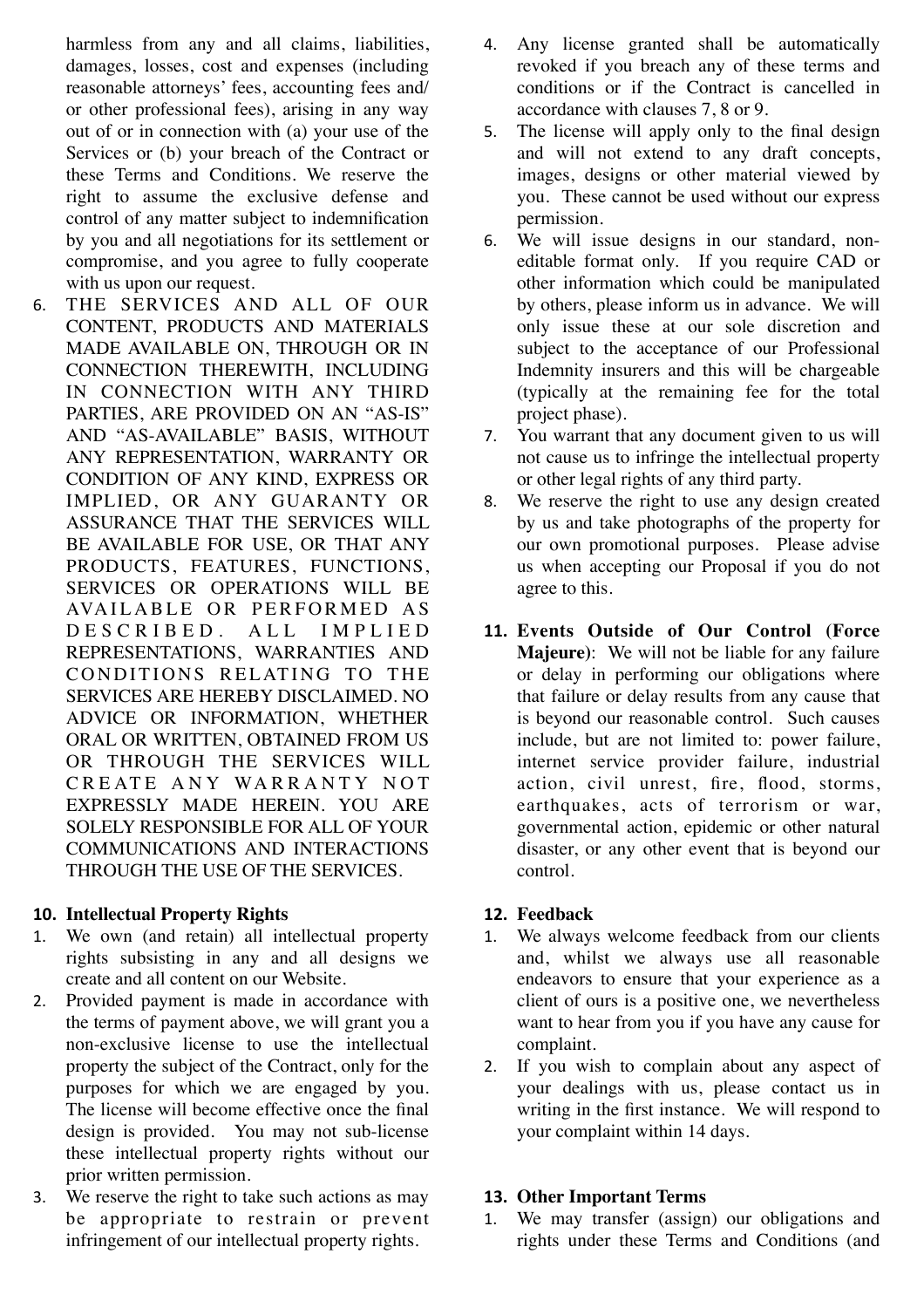harmless from any and all claims, liabilities, damages, losses, cost and expenses (including reasonable attorneys' fees, accounting fees and/ or other professional fees), arising in any way out of or in connection with (a) your use of the Services or (b) your breach of the Contract or these Terms and Conditions. We reserve the right to assume the exclusive defense and control of any matter subject to indemnification by you and all negotiations for its settlement or compromise, and you agree to fully cooperate with us upon our request.

6. THE SERVICES AND ALL OF OUR CONTENT, PRODUCTS AND MATERIALS MADE AVAILABLE ON, THROUGH OR IN CONNECTION THEREWITH, INCLUDING IN CONNECTION WITH ANY THIRD PARTIES, ARE PROVIDED ON AN "AS-IS" AND "AS-AVAILABLE" BASIS, WITHOUT ANY REPRESENTATION, WARRANTY OR CONDITION OF ANY KIND, EXPRESS OR IMPLIED, OR ANY GUARANTY OR ASSURANCE THAT THE SERVICES WILL BE AVAILABLE FOR USE, OR THAT ANY PRODUCTS, FEATURES, FUNCTIONS, SERVICES OR OPERATIONS WILL BE AVAILABLE OR PERFORMED AS DESCRIBED. ALL IMPLIED REPRESENTATIONS, WARRANTIES AND CONDITIONS RELATING TO THE SERVICES ARE HEREBY DISCLAIMED. NO ADVICE OR INFORMATION, WHETHER ORAL OR WRITTEN, OBTAINED FROM US OR THROUGH THE SERVICES WILL CREATE ANY WARRANTY NOT EXPRESSLY MADE HEREIN. YOU ARE SOLELY RESPONSIBLE FOR ALL OF YOUR COMMUNICATIONS AND INTERACTIONS THROUGH THE USE OF THE SERVICES.

**10. Intellectual Property Rights**

1. We own (and retain) all intellectual property rights subsisting in any and all designs we create and all content on our Website.
2. Provided payment is made in accordance with the terms of payment above, we will grant you a non-exclusive license to use the intellectual property the subject of the Contract, only for the purposes for which we are engaged by you. The license will become effective once the final design is provided. You may not sub-license these intellectual property rights without our prior written permission.
3. We reserve the right to take such actions as may be appropriate to restrain or prevent infringement of our intellectual property rights.
4. Any license granted shall be automatically revoked if you breach any of these terms and conditions or if the Contract is cancelled in accordance with clauses 7, 8 or 9.
5. The license will apply only to the final design and will not extend to any draft concepts, images, designs or other material viewed by you. These cannot be used without our express permission.
6. We will issue designs in our standard, non-editable format only. If you require CAD or other information which could be manipulated by others, please inform us in advance. We will only issue these at our sole discretion and subject to the acceptance of our Professional Indemnity insurers and this will be chargeable (typically at the remaining fee for the total project phase).
7. You warrant that any document given to us will not cause us to infringe the intellectual property or other legal rights of any third party.
8. We reserve the right to use any design created by us and take photographs of the property for our own promotional purposes. Please advise us when accepting our Proposal if you do not agree to this.

**11. Events Outside of Our Control (Force Majeure)**: We will not be liable for any failure or delay in performing our obligations where that failure or delay results from any cause that is beyond our reasonable control. Such causes include, but are not limited to: power failure, internet service provider failure, industrial action, civil unrest, fire, flood, storms, earthquakes, acts of terrorism or war, governmental action, epidemic or other natural disaster, or any other event that is beyond our control.

**12. Feedback**

1. We always welcome feedback from our clients and, whilst we always use all reasonable endeavors to ensure that your experience as a client of ours is a positive one, we nevertheless want to hear from you if you have any cause for complaint.
2. If you wish to complain about any aspect of your dealings with us, please contact us in writing in the first instance. We will respond to your complaint within 14 days.

**13. Other Important Terms**

1. We may transfer (assign) our obligations and rights under these Terms and Conditions (and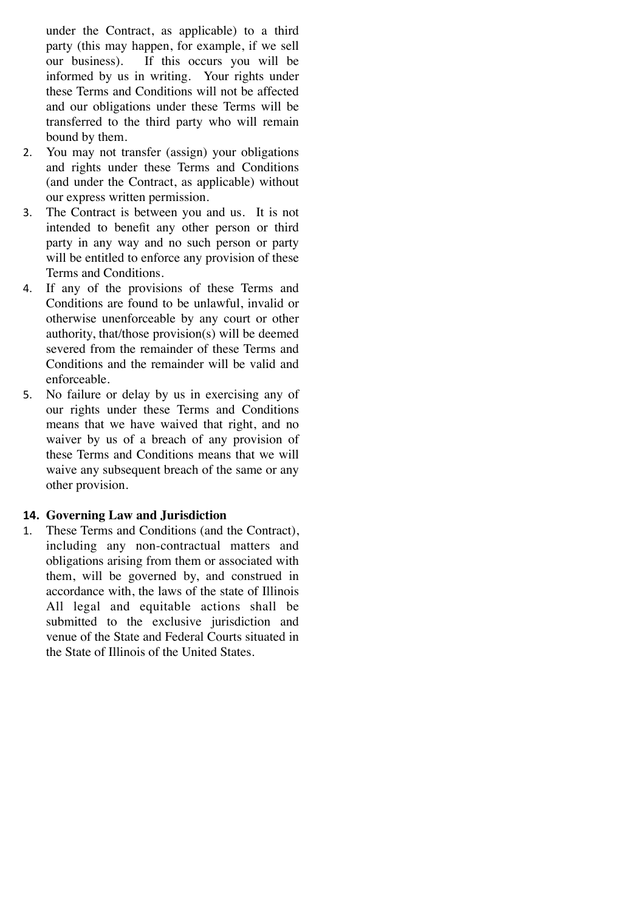under the Contract, as applicable) to a third party (this may happen, for example, if we sell our business). If this occurs you will be informed by us in writing. Your rights under these Terms and Conditions will not be affected and our obligations under these Terms will be transferred to the third party who will remain bound by them.

2. You may not transfer (assign) your obligations and rights under these Terms and Conditions (and under the Contract, as applicable) without our express written permission.
3. The Contract is between you and us. It is not intended to benefit any other person or third party in any way and no such person or party will be entitled to enforce any provision of these Terms and Conditions.
4. If any of the provisions of these Terms and Conditions are found to be unlawful, invalid or otherwise unenforceable by any court or other authority, that/those provision(s) will be deemed severed from the remainder of these Terms and Conditions and the remainder will be valid and enforceable.
5. No failure or delay by us in exercising any of our rights under these Terms and Conditions means that we have waived that right, and no waiver by us of a breach of any provision of these Terms and Conditions means that we will waive any subsequent breach of the same or any other provision.

## 14. Governing Law and Jurisdiction

1. These Terms and Conditions (and the Contract), including any non-contractual matters and obligations arising from them or associated with them, will be governed by, and construed in accordance with, the laws of the state of Illinois All legal and equitable actions shall be submitted to the exclusive jurisdiction and venue of the State and Federal Courts situated in the State of Illinois of the United States.